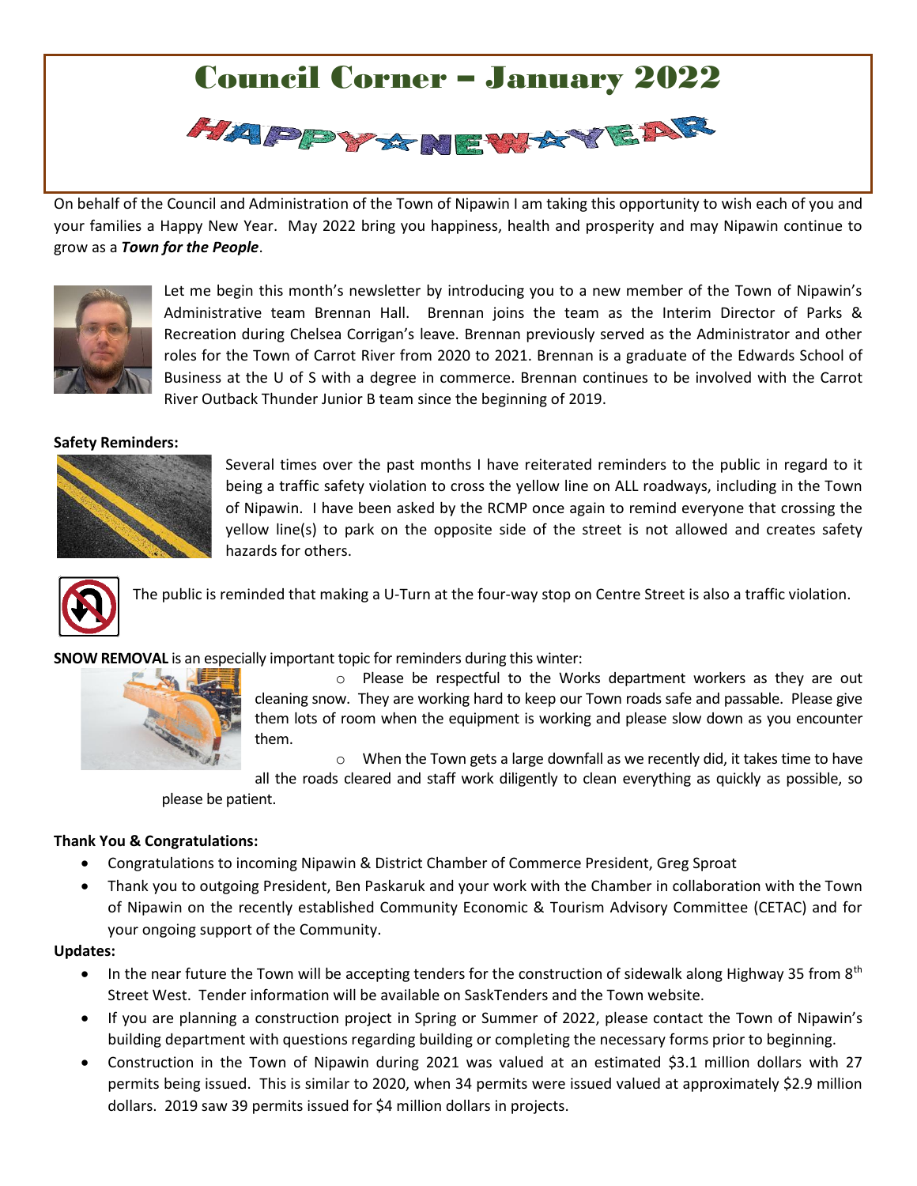# Council Corner – January 2022

HAPPY ☆ NEW ☆ YEAR

On behalf of the Council and Administration of the Town of Nipawin I am taking this opportunity to wish each of you and your families a Happy New Year. May 2022 bring you happiness, health and prosperity and may Nipawin continue to grow as a ***Town for the People***.

Let me begin this month's newsletter by introducing you to a new member of the Town of Nipawin's Administrative team Brennan Hall. Brennan joins the team as the Interim Director of Parks & Recreation during Chelsea Corrigan's leave. Brennan previously served as the Administrator and other roles for the Town of Carrot River from 2020 to 2021. Brennan is a graduate of the Edwards School of Business at the U of S with a degree in commerce. Brennan continues to be involved with the Carrot River Outback Thunder Junior B team since the beginning of 2019.

**Safety Reminders:**

Several times over the past months I have reiterated reminders to the public in regard to it being a traffic safety violation to cross the yellow line on ALL roadways, including in the Town of Nipawin. I have been asked by the RCMP once again to remind everyone that crossing the yellow line(s) to park on the opposite side of the street is not allowed and creates safety hazards for others.

The public is reminded that making a U-Turn at the four-way stop on Centre Street is also a traffic violation.

**SNOW REMOVAL** is an especially important topic for reminders during this winter:

- Please be respectful to the Works department workers as they are out cleaning snow. They are working hard to keep our Town roads safe and passable. Please give them lots of room when the equipment is working and please slow down as you encounter them.
- When the Town gets a large downfall as we recently did, it takes time to have all the roads cleared and staff work diligently to clean everything as quickly as possible, so please be patient.

**Thank You & Congratulations:**

- Congratulations to incoming Nipawin & District Chamber of Commerce President, Greg Sproat
- Thank you to outgoing President, Ben Paskaruk and your work with the Chamber in collaboration with the Town of Nipawin on the recently established Community Economic & Tourism Advisory Committee (CETAC) and for your ongoing support of the Community.

**Updates:**

- In the near future the Town will be accepting tenders for the construction of sidewalk along Highway 35 from 8th Street West. Tender information will be available on SaskTenders and the Town website.
- If you are planning a construction project in Spring or Summer of 2022, please contact the Town of Nipawin's building department with questions regarding building or completing the necessary forms prior to beginning.
- Construction in the Town of Nipawin during 2021 was valued at an estimated $3.1 million dollars with 27 permits being issued. This is similar to 2020, when 34 permits were issued valued at approximately $2.9 million dollars. 2019 saw 39 permits issued for $4 million dollars in projects.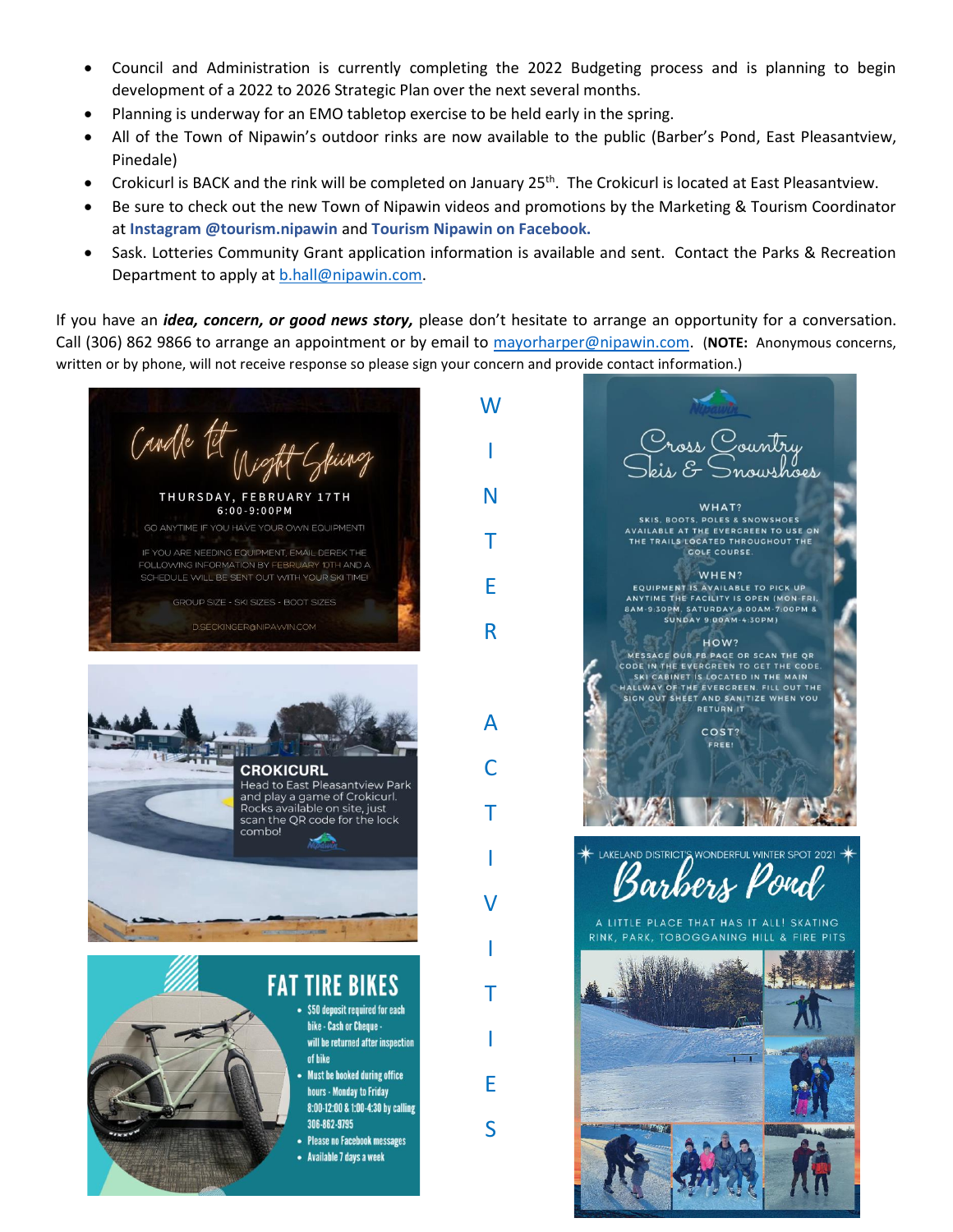- Council and Administration is currently completing the 2022 Budgeting process and is planning to begin development of a 2022 to 2026 Strategic Plan over the next several months.
- Planning is underway for an EMO tabletop exercise to be held early in the spring.
- All of the Town of Nipawin's outdoor rinks are now available to the public (Barber's Pond, East Pleasantview, Pinedale)
- Crokicurl is BACK and the rink will be completed on January 25th. The Crokicurl is located at East Pleasantview.
- Be sure to check out the new Town of Nipawin videos and promotions by the Marketing & Tourism Coordinator at **Instagram @tourism.nipawin** and **Tourism Nipawin on Facebook.**
- Sask. Lotteries Community Grant application information is available and sent. Contact the Parks & Recreation Department to apply at b.hall@nipawin.com.

If you have an ***idea, concern, or good news story,*** please don't hesitate to arrange an opportunity for a conversation. Call (306) 862 9866 to arrange an appointment or by email to mayorharper@nipawin.com. (**NOTE:** Anonymous concerns, written or by phone, will not receive response so please sign your concern and provide contact information.)

## WINTER ACTIVITIES

### Candle Lit Night Skiing

THURSDAY, FEBRUARY 17TH
6:00-9:00PM

GO ANYTIME IF YOU HAVE YOUR OWN EQUIPMENT!

IF YOU ARE NEEDING EQUIPMENT, EMAIL DEREK THE FOLLOWING INFORMATION BY FEBRUARY 10TH AND A SCHEDULE WILL BE SENT OUT WITH YOUR SKI TIME!

GROUP SIZE - SKI SIZES - BOOT SIZES

D.SECKINGER@NIPAWIN.COM

### Cross Country Skis & Snowshoes

WHAT?
SKIS, BOOTS, POLES & SNOWSHOES AVAILABLE AT THE EVERGREEN TO USE ON THE TRAILS LOCATED THROUGHOUT THE GOLF COURSE.

WHEN?
EQUIPMENT IS AVAILABLE TO PICK UP ANYTIME THE FACILITY IS OPEN (MON-FRI, 8AM-9:30PM, SATURDAY 9:00AM-7:00PM & SUNDAY 9:00AM-4:30PM)

HOW?
MESSAGE OUR FB PAGE OR SCAN THE QR CODE IN THE EVERGREEN TO GET THE CODE. SKI CABINET IS LOCATED IN THE MAIN HALLWAY OF THE EVERGREEN. FILL OUT THE SIGN OUT SHEET AND SANITIZE WHEN YOU RETURN IT

COST?
FREE!

### CROKICURL

Head to East Pleasantview Park and play a game of Crokicurl. Rocks available on site, just scan the QR code for the lock combo!

### Barbers Pond

LAKELAND DISTRICT'S WONDERFUL WINTER SPOT 2021

A LITTLE PLACE THAT HAS IT ALL! SKATING RINK, PARK, TOBOGGANING HILL & FIRE PITS

### FAT TIRE BIKES

- $50 deposit required for each bike - Cash or Cheque - will be returned after inspection of bike
- Must be booked during office hours - Monday to Friday 8:00-12:00 & 1:00-4:30 by calling 306-862-9795
- Please no Facebook messages
- Available 7 days a week